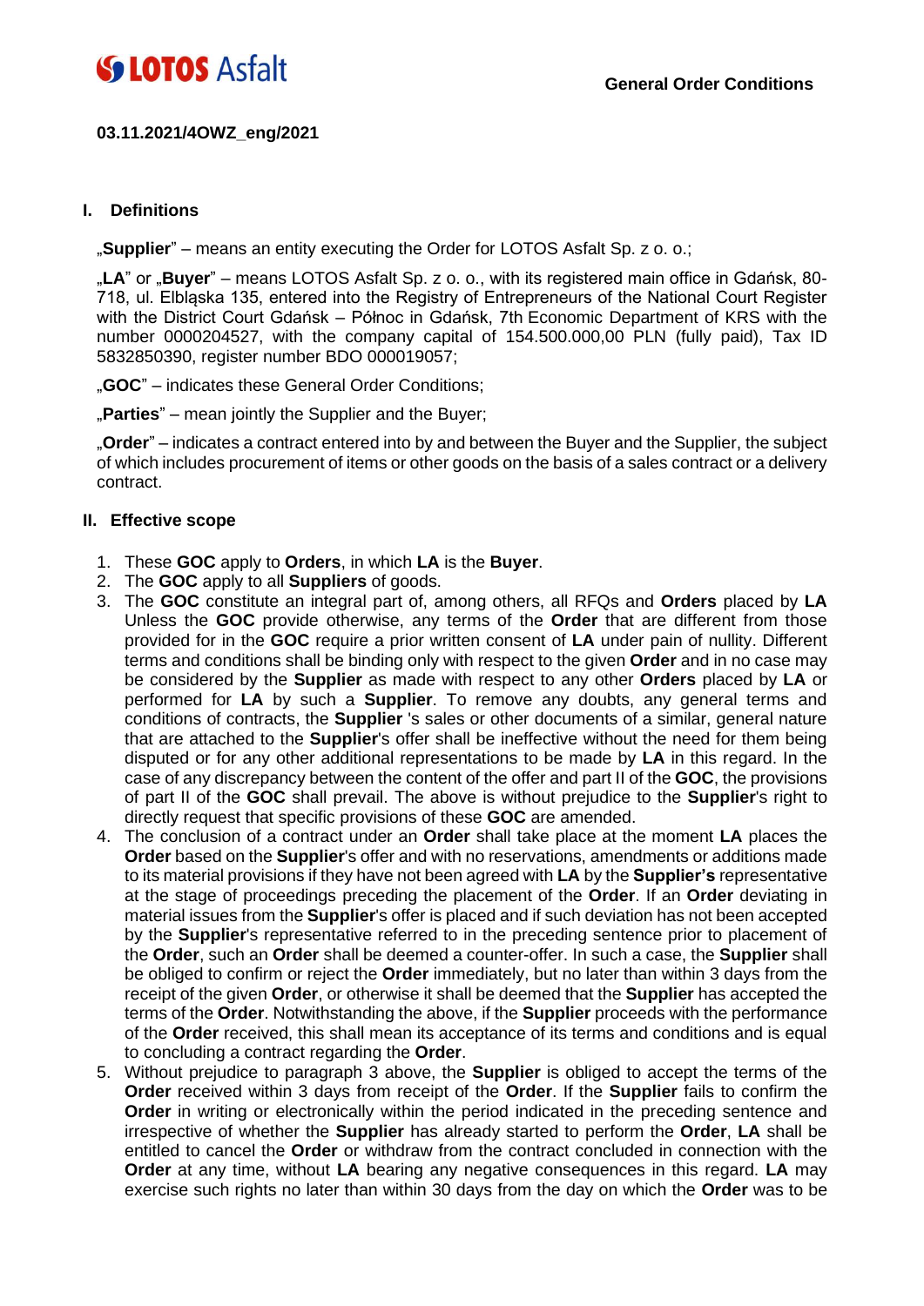**LOTOS Asfalt** **General Order Conditions**

**03.11.2021/4OWZ_eng/2021**

## I. Definitions

„**Supplier**" – means an entity executing the Order for LOTOS Asfalt Sp. z o. o.;

„**LA**" or „**Buyer**" – means LOTOS Asfalt Sp. z o. o., with its registered main office in Gdańsk, 80-718, ul. Elbląska 135, entered into the Registry of Entrepreneurs of the National Court Register with the District Court Gdańsk – Północ in Gdańsk, 7th Economic Department of KRS with the number 0000204527, with the company capital of 154.500.000,00 PLN (fully paid), Tax ID 5832850390, register number BDO 000019057;

„**GOC**" – indicates these General Order Conditions;

„**Parties**" – mean jointly the Supplier and the Buyer;

„**Order**" – indicates a contract entered into by and between the Buyer and the Supplier, the subject of which includes procurement of items or other goods on the basis of a sales contract or a delivery contract.

## II. Effective scope

1. These **GOC** apply to **Orders**, in which **LA** is the **Buyer**.
2. The **GOC** apply to all **Suppliers** of goods.
3. The **GOC** constitute an integral part of, among others, all RFQs and **Orders** placed by **LA** Unless the **GOC** provide otherwise, any terms of the **Order** that are different from those provided for in the **GOC** require a prior written consent of **LA** under pain of nullity. Different terms and conditions shall be binding only with respect to the given **Order** and in no case may be considered by the **Supplier** as made with respect to any other **Orders** placed by **LA** or performed for **LA** by such a **Supplier**. To remove any doubts, any general terms and conditions of contracts, the **Supplier** 's sales or other documents of a similar, general nature that are attached to the **Supplier**'s offer shall be ineffective without the need for them being disputed or for any other additional representations to be made by **LA** in this regard. In the case of any discrepancy between the content of the offer and part II of the **GOC**, the provisions of part II of the **GOC** shall prevail. The above is without prejudice to the **Supplier**'s right to directly request that specific provisions of these **GOC** are amended.
4. The conclusion of a contract under an **Order** shall take place at the moment **LA** places the **Order** based on the **Supplier**'s offer and with no reservations, amendments or additions made to its material provisions if they have not been agreed with **LA** by the **Supplier's** representative at the stage of proceedings preceding the placement of the **Order**. If an **Order** deviating in material issues from the **Supplier**'s offer is placed and if such deviation has not been accepted by the **Supplier**'s representative referred to in the preceding sentence prior to placement of the **Order**, such an **Order** shall be deemed a counter-offer. In such a case, the **Supplier** shall be obliged to confirm or reject the **Order** immediately, but no later than within 3 days from the receipt of the given **Order**, or otherwise it shall be deemed that the **Supplier** has accepted the terms of the **Order**. Notwithstanding the above, if the **Supplier** proceeds with the performance of the **Order** received, this shall mean its acceptance of its terms and conditions and is equal to concluding a contract regarding the **Order**.
5. Without prejudice to paragraph 3 above, the **Supplier** is obliged to accept the terms of the **Order** received within 3 days from receipt of the **Order**. If the **Supplier** fails to confirm the **Order** in writing or electronically within the period indicated in the preceding sentence and irrespective of whether the **Supplier** has already started to perform the **Order**, **LA** shall be entitled to cancel the **Order** or withdraw from the contract concluded in connection with the **Order** at any time, without **LA** bearing any negative consequences in this regard. **LA** may exercise such rights no later than within 30 days from the day on which the **Order** was to be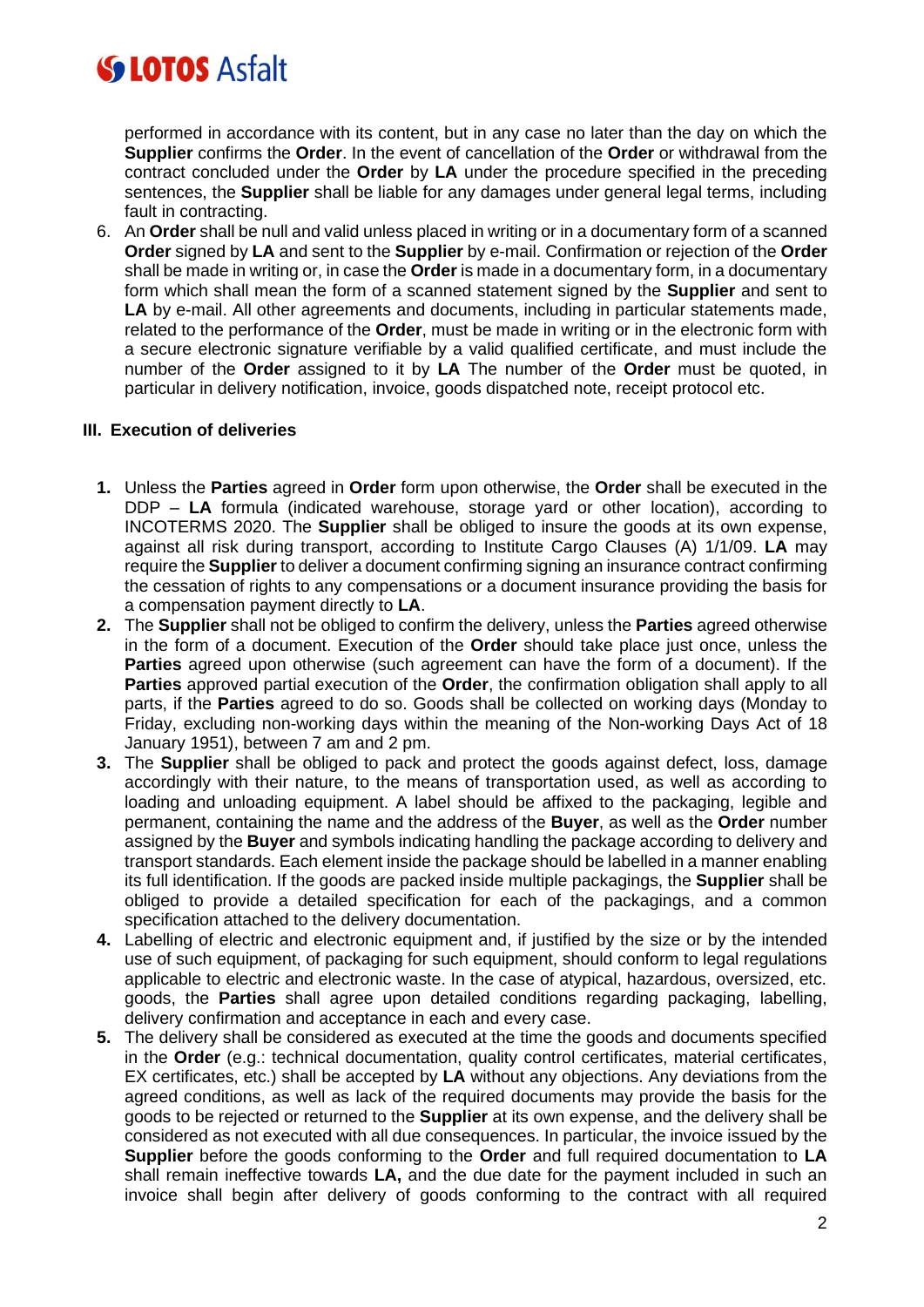performed in accordance with its content, but in any case no later than the day on which the **Supplier** confirms the **Order**. In the event of cancellation of the **Order** or withdrawal from the contract concluded under the **Order** by **LA** under the procedure specified in the preceding sentences, the **Supplier** shall be liable for any damages under general legal terms, including fault in contracting.

6. An **Order** shall be null and valid unless placed in writing or in a documentary form of a scanned **Order** signed by **LA** and sent to the **Supplier** by e-mail. Confirmation or rejection of the **Order** shall be made in writing or, in case the **Order** is made in a documentary form, in a documentary form which shall mean the form of a scanned statement signed by the **Supplier** and sent to **LA** by e-mail. All other agreements and documents, including in particular statements made, related to the performance of the **Order**, must be made in writing or in the electronic form with a secure electronic signature verifiable by a valid qualified certificate, and must include the number of the **Order** assigned to it by **LA** The number of the **Order** must be quoted, in particular in delivery notification, invoice, goods dispatched note, receipt protocol etc.

### III. Execution of deliveries

1. Unless the **Parties** agreed in **Order** form upon otherwise, the **Order** shall be executed in the DDP – **LA** formula (indicated warehouse, storage yard or other location), according to INCOTERMS 2020. The **Supplier** shall be obliged to insure the goods at its own expense, against all risk during transport, according to Institute Cargo Clauses (A) 1/1/09. **LA** may require the **Supplier** to deliver a document confirming signing an insurance contract confirming the cessation of rights to any compensations or a document insurance providing the basis for a compensation payment directly to **LA**.
2. The **Supplier** shall not be obliged to confirm the delivery, unless the **Parties** agreed otherwise in the form of a document. Execution of the **Order** should take place just once, unless the **Parties** agreed upon otherwise (such agreement can have the form of a document). If the **Parties** approved partial execution of the **Order**, the confirmation obligation shall apply to all parts, if the **Parties** agreed to do so. Goods shall be collected on working days (Monday to Friday, excluding non-working days within the meaning of the Non-working Days Act of 18 January 1951), between 7 am and 2 pm.
3. The **Supplier** shall be obliged to pack and protect the goods against defect, loss, damage accordingly with their nature, to the means of transportation used, as well as according to loading and unloading equipment. A label should be affixed to the packaging, legible and permanent, containing the name and the address of the **Buyer**, as well as the **Order** number assigned by the **Buyer** and symbols indicating handling the package according to delivery and transport standards. Each element inside the package should be labelled in a manner enabling its full identification. If the goods are packed inside multiple packagings, the **Supplier** shall be obliged to provide a detailed specification for each of the packagings, and a common specification attached to the delivery documentation.
4. Labelling of electric and electronic equipment and, if justified by the size or by the intended use of such equipment, of packaging for such equipment, should conform to legal regulations applicable to electric and electronic waste. In the case of atypical, hazardous, oversized, etc. goods, the **Parties** shall agree upon detailed conditions regarding packaging, labelling, delivery confirmation and acceptance in each and every case.
5. The delivery shall be considered as executed at the time the goods and documents specified in the **Order** (e.g.: technical documentation, quality control certificates, material certificates, EX certificates, etc.) shall be accepted by **LA** without any objections. Any deviations from the agreed conditions, as well as lack of the required documents may provide the basis for the goods to be rejected or returned to the **Supplier** at its own expense, and the delivery shall be considered as not executed with all due consequences. In particular, the invoice issued by the **Supplier** before the goods conforming to the **Order** and full required documentation to **LA** shall remain ineffective towards **LA,** and the due date for the payment included in such an invoice shall begin after delivery of goods conforming to the contract with all required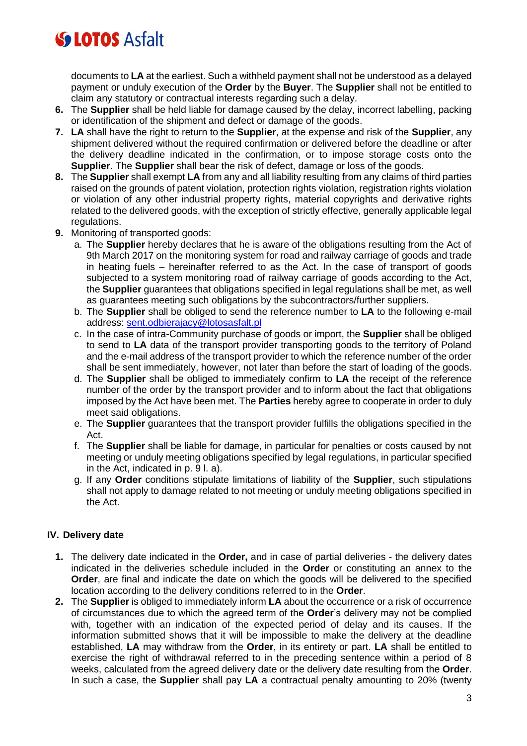documents to **LA** at the earliest. Such a withheld payment shall not be understood as a delayed payment or unduly execution of the **Order** by the **Buyer**. The **Supplier** shall not be entitled to claim any statutory or contractual interests regarding such a delay.

6. The **Supplier** shall be held liable for damage caused by the delay, incorrect labelling, packing or identification of the shipment and defect or damage of the goods.
7. **LA** shall have the right to return to the **Supplier**, at the expense and risk of the **Supplier**, any shipment delivered without the required confirmation or delivered before the deadline or after the delivery deadline indicated in the confirmation, or to impose storage costs onto the **Supplier**. The **Supplier** shall bear the risk of defect, damage or loss of the goods.
8. The **Supplier** shall exempt **LA** from any and all liability resulting from any claims of third parties raised on the grounds of patent violation, protection rights violation, registration rights violation or violation of any other industrial property rights, material copyrights and derivative rights related to the delivered goods, with the exception of strictly effective, generally applicable legal regulations.
9. Monitoring of transported goods:
   a. The **Supplier** hereby declares that he is aware of the obligations resulting from the Act of 9th March 2017 on the monitoring system for road and railway carriage of goods and trade in heating fuels – hereinafter referred to as the Act. In the case of transport of goods subjected to a system monitoring road of railway carriage of goods according to the Act, the **Supplier** guarantees that obligations specified in legal regulations shall be met, as well as guarantees meeting such obligations by the subcontractors/further suppliers.
   b. The **Supplier** shall be obliged to send the reference number to **LA** to the following e-mail address: sent.odbierajacy@lotosasfalt.pl
   c. In the case of intra-Community purchase of goods or import, the **Supplier** shall be obliged to send to **LA** data of the transport provider transporting goods to the territory of Poland and the e-mail address of the transport provider to which the reference number of the order shall be sent immediately, however, not later than before the start of loading of the goods.
   d. The **Supplier** shall be obliged to immediately confirm to **LA** the receipt of the reference number of the order by the transport provider and to inform about the fact that obligations imposed by the Act have been met. The **Parties** hereby agree to cooperate in order to duly meet said obligations.
   e. The **Supplier** guarantees that the transport provider fulfills the obligations specified in the Act.
   f. The **Supplier** shall be liable for damage, in particular for penalties or costs caused by not meeting or unduly meeting obligations specified by legal regulations, in particular specified in the Act, indicated in p. 9 l. a).
   g. If any **Order** conditions stipulate limitations of liability of the **Supplier**, such stipulations shall not apply to damage related to not meeting or unduly meeting obligations specified in the Act.

## IV. Delivery date

1. The delivery date indicated in the **Order,** and in case of partial deliveries - the delivery dates indicated in the deliveries schedule included in the **Order** or constituting an annex to the **Order**, are final and indicate the date on which the goods will be delivered to the specified location according to the delivery conditions referred to in the **Order**.
2. The **Supplier** is obliged to immediately inform **LA** about the occurrence or a risk of occurrence of circumstances due to which the agreed term of the **Order**'s delivery may not be complied with, together with an indication of the expected period of delay and its causes. If the information submitted shows that it will be impossible to make the delivery at the deadline established, **LA** may withdraw from the **Order**, in its entirety or part. **LA** shall be entitled to exercise the right of withdrawal referred to in the preceding sentence within a period of 8 weeks, calculated from the agreed delivery date or the delivery date resulting from the **Order**. In such a case, the **Supplier** shall pay **LA** a contractual penalty amounting to 20% (twenty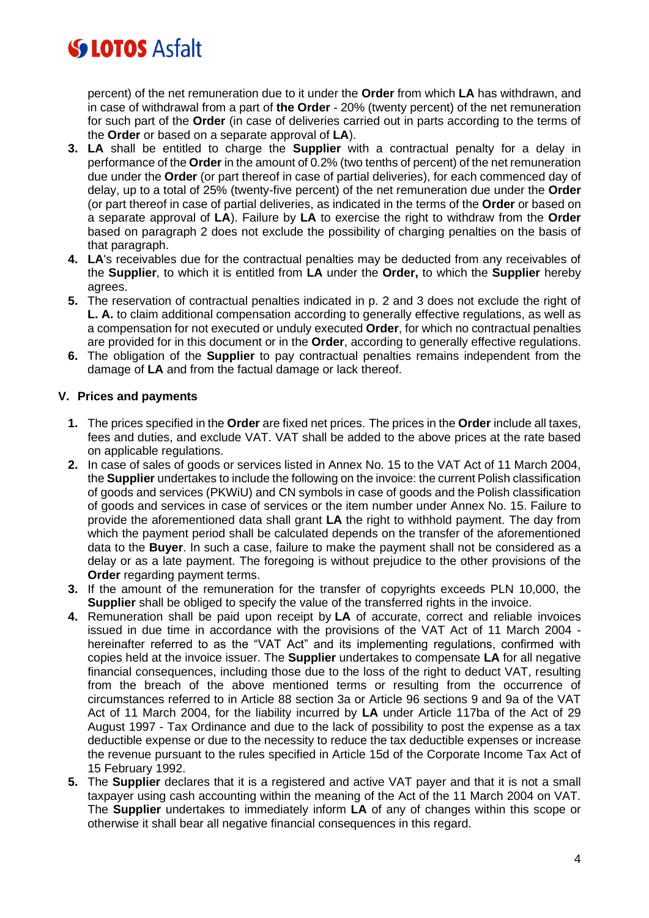percent) of the net remuneration due to it under the **Order** from which **LA** has withdrawn, and in case of withdrawal from a part of **the Order** - 20% (twenty percent) of the net remuneration for such part of the **Order** (in case of deliveries carried out in parts according to the terms of the **Order** or based on a separate approval of **LA**).

3. **LA** shall be entitled to charge the **Supplier** with a contractual penalty for a delay in performance of the **Order** in the amount of 0.2% (two tenths of percent) of the net remuneration due under the **Order** (or part thereof in case of partial deliveries), for each commenced day of delay, up to a total of 25% (twenty-five percent) of the net remuneration due under the **Order** (or part thereof in case of partial deliveries, as indicated in the terms of the **Order** or based on a separate approval of **LA**). Failure by **LA** to exercise the right to withdraw from the **Order** based on paragraph 2 does not exclude the possibility of charging penalties on the basis of that paragraph.
4. **LA**'s receivables due for the contractual penalties may be deducted from any receivables of the **Supplier**, to which it is entitled from **LA** under the **Order,** to which the **Supplier** hereby agrees.
5. The reservation of contractual penalties indicated in p. 2 and 3 does not exclude the right of **L. A.** to claim additional compensation according to generally effective regulations, as well as a compensation for not executed or unduly executed **Order**, for which no contractual penalties are provided for in this document or in the **Order**, according to generally effective regulations.
6. The obligation of the **Supplier** to pay contractual penalties remains independent from the damage of **LA** and from the factual damage or lack thereof.

## V. Prices and payments

1. The prices specified in the **Order** are fixed net prices. The prices in the **Order** include all taxes, fees and duties, and exclude VAT. VAT shall be added to the above prices at the rate based on applicable regulations.
2. In case of sales of goods or services listed in Annex No. 15 to the VAT Act of 11 March 2004, the **Supplier** undertakes to include the following on the invoice: the current Polish classification of goods and services (PKWiU) and CN symbols in case of goods and the Polish classification of goods and services in case of services or the item number under Annex No. 15. Failure to provide the aforementioned data shall grant **LA** the right to withhold payment. The day from which the payment period shall be calculated depends on the transfer of the aforementioned data to the **Buyer**. In such a case, failure to make the payment shall not be considered as a delay or as a late payment. The foregoing is without prejudice to the other provisions of the **Order** regarding payment terms.
3. If the amount of the remuneration for the transfer of copyrights exceeds PLN 10,000, the **Supplier** shall be obliged to specify the value of the transferred rights in the invoice.
4. Remuneration shall be paid upon receipt by **LA** of accurate, correct and reliable invoices issued in due time in accordance with the provisions of the VAT Act of 11 March 2004 - hereinafter referred to as the "VAT Act" and its implementing regulations, confirmed with copies held at the invoice issuer. The **Supplier** undertakes to compensate **LA** for all negative financial consequences, including those due to the loss of the right to deduct VAT, resulting from the breach of the above mentioned terms or resulting from the occurrence of circumstances referred to in Article 88 section 3a or Article 96 sections 9 and 9a of the VAT Act of 11 March 2004, for the liability incurred by **LA** under Article 117ba of the Act of 29 August 1997 - Tax Ordinance and due to the lack of possibility to post the expense as a tax deductible expense or due to the necessity to reduce the tax deductible expenses or increase the revenue pursuant to the rules specified in Article 15d of the Corporate Income Tax Act of 15 February 1992.
5. The **Supplier** declares that it is a registered and active VAT payer and that it is not a small taxpayer using cash accounting within the meaning of the Act of the 11 March 2004 on VAT. The **Supplier** undertakes to immediately inform **LA** of any of changes within this scope or otherwise it shall bear all negative financial consequences in this regard.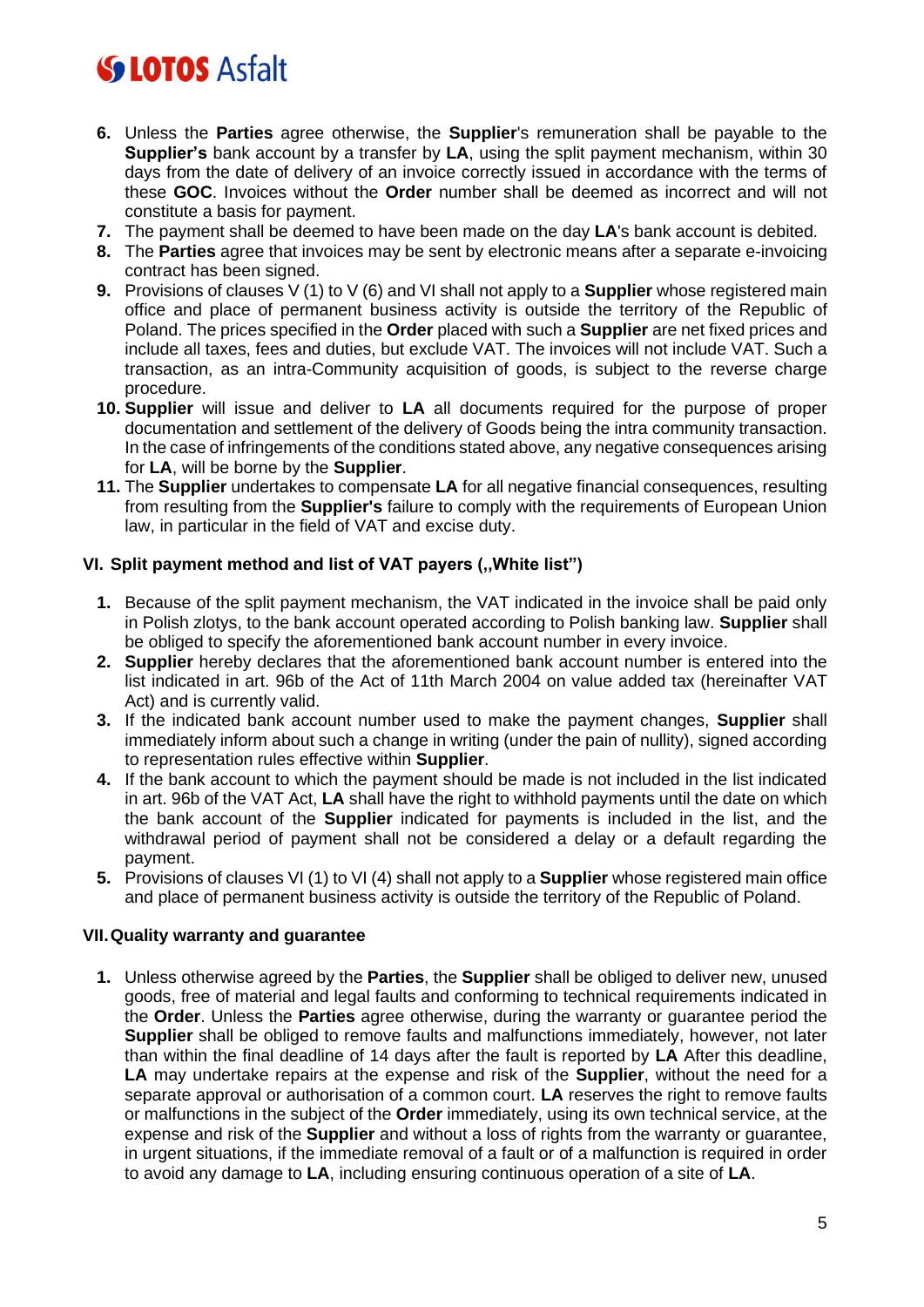6. Unless the **Parties** agree otherwise, the **Supplier**'s remuneration shall be payable to the **Supplier's** bank account by a transfer by **LA**, using the split payment mechanism, within 30 days from the date of delivery of an invoice correctly issued in accordance with the terms of these **GOC**. Invoices without the **Order** number shall be deemed as incorrect and will not constitute a basis for payment.
7. The payment shall be deemed to have been made on the day **LA**'s bank account is debited.
8. The **Parties** agree that invoices may be sent by electronic means after a separate e-invoicing contract has been signed.
9. Provisions of clauses V (1) to V (6) and VI shall not apply to a **Supplier** whose registered main office and place of permanent business activity is outside the territory of the Republic of Poland. The prices specified in the **Order** placed with such a **Supplier** are net fixed prices and include all taxes, fees and duties, but exclude VAT. The invoices will not include VAT. Such a transaction, as an intra-Community acquisition of goods, is subject to the reverse charge procedure.
10. **Supplier** will issue and deliver to **LA** all documents required for the purpose of proper documentation and settlement of the delivery of Goods being the intra community transaction. In the case of infringements of the conditions stated above, any negative consequences arising for **LA**, will be borne by the **Supplier**.
11. The **Supplier** undertakes to compensate **LA** for all negative financial consequences, resulting from resulting from the **Supplier's** failure to comply with the requirements of European Union law, in particular in the field of VAT and excise duty.

## VI. Split payment method and list of VAT payers („White list")

1. Because of the split payment mechanism, the VAT indicated in the invoice shall be paid only in Polish zlotys, to the bank account operated according to Polish banking law. **Supplier** shall be obliged to specify the aforementioned bank account number in every invoice.
2. **Supplier** hereby declares that the aforementioned bank account number is entered into the list indicated in art. 96b of the Act of 11th March 2004 on value added tax (hereinafter VAT Act) and is currently valid.
3. If the indicated bank account number used to make the payment changes, **Supplier** shall immediately inform about such a change in writing (under the pain of nullity), signed according to representation rules effective within **Supplier**.
4. If the bank account to which the payment should be made is not included in the list indicated in art. 96b of the VAT Act, **LA** shall have the right to withhold payments until the date on which the bank account of the **Supplier** indicated for payments is included in the list, and the withdrawal period of payment shall not be considered a delay or a default regarding the payment.
5. Provisions of clauses VI (1) to VI (4) shall not apply to a **Supplier** whose registered main office and place of permanent business activity is outside the territory of the Republic of Poland.

## VII. Quality warranty and guarantee

1. Unless otherwise agreed by the **Parties**, the **Supplier** shall be obliged to deliver new, unused goods, free of material and legal faults and conforming to technical requirements indicated in the **Order**. Unless the **Parties** agree otherwise, during the warranty or guarantee period the **Supplier** shall be obliged to remove faults and malfunctions immediately, however, not later than within the final deadline of 14 days after the fault is reported by **LA** After this deadline, **LA** may undertake repairs at the expense and risk of the **Supplier**, without the need for a separate approval or authorisation of a common court. **LA** reserves the right to remove faults or malfunctions in the subject of the **Order** immediately, using its own technical service, at the expense and risk of the **Supplier** and without a loss of rights from the warranty or guarantee, in urgent situations, if the immediate removal of a fault or of a malfunction is required in order to avoid any damage to **LA**, including ensuring continuous operation of a site of **LA**.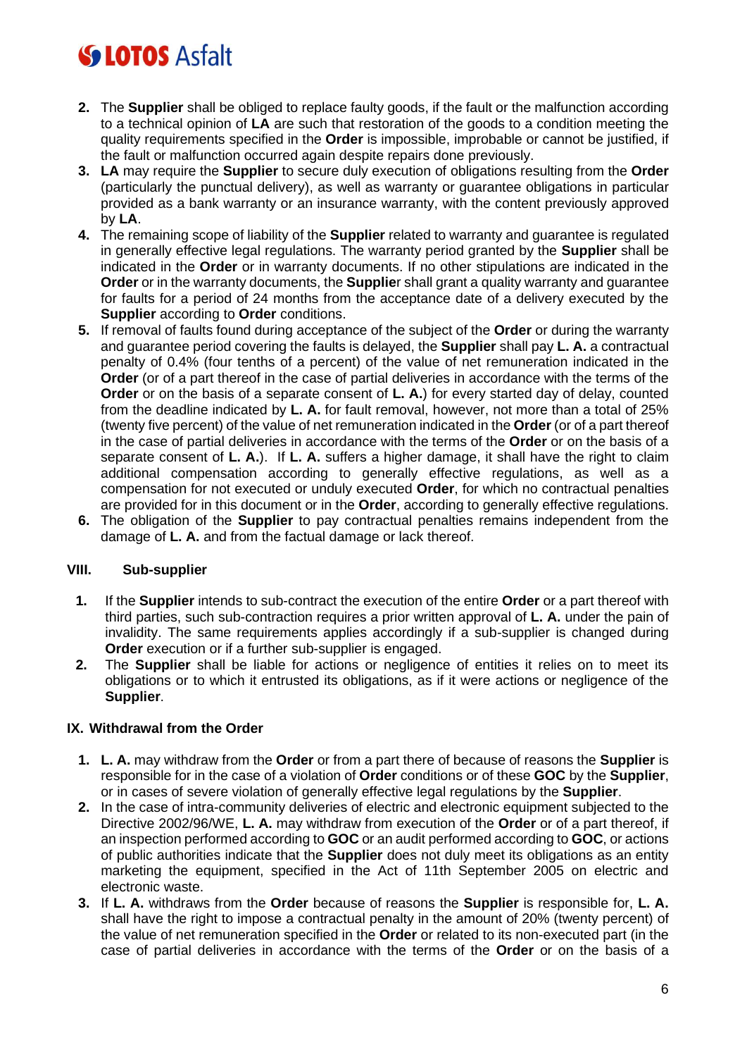2. The **Supplier** shall be obliged to replace faulty goods, if the fault or the malfunction according to a technical opinion of **LA** are such that restoration of the goods to a condition meeting the quality requirements specified in the **Order** is impossible, improbable or cannot be justified, if the fault or malfunction occurred again despite repairs done previously.
3. **LA** may require the **Supplier** to secure duly execution of obligations resulting from the **Order** (particularly the punctual delivery), as well as warranty or guarantee obligations in particular provided as a bank warranty or an insurance warranty, with the content previously approved by **LA**.
4. The remaining scope of liability of the **Supplier** related to warranty and guarantee is regulated in generally effective legal regulations. The warranty period granted by the **Supplier** shall be indicated in the **Order** or in warranty documents. If no other stipulations are indicated in the **Order** or in the warranty documents, the **Supplie**r shall grant a quality warranty and guarantee for faults for a period of 24 months from the acceptance date of a delivery executed by the **Supplier** according to **Order** conditions.
5. If removal of faults found during acceptance of the subject of the **Order** or during the warranty and guarantee period covering the faults is delayed, the **Supplier** shall pay **L. A.** a contractual penalty of 0.4% (four tenths of a percent) of the value of net remuneration indicated in the **Order** (or of a part thereof in the case of partial deliveries in accordance with the terms of the **Order** or on the basis of a separate consent of **L. A.**) for every started day of delay, counted from the deadline indicated by **L. A.** for fault removal, however, not more than a total of 25% (twenty five percent) of the value of net remuneration indicated in the **Order** (or of a part thereof in the case of partial deliveries in accordance with the terms of the **Order** or on the basis of a separate consent of **L. A.**). If **L. A.** suffers a higher damage, it shall have the right to claim additional compensation according to generally effective regulations, as well as a compensation for not executed or unduly executed **Order**, for which no contractual penalties are provided for in this document or in the **Order**, according to generally effective regulations.
6. The obligation of the **Supplier** to pay contractual penalties remains independent from the damage of **L. A.** and from the factual damage or lack thereof.

## VIII. Sub-supplier

1. If the **Supplier** intends to sub-contract the execution of the entire **Order** or a part thereof with third parties, such sub-contraction requires a prior written approval of **L. A.** under the pain of invalidity. The same requirements applies accordingly if a sub-supplier is changed during **Order** execution or if a further sub-supplier is engaged.
2. The **Supplier** shall be liable for actions or negligence of entities it relies on to meet its obligations or to which it entrusted its obligations, as if it were actions or negligence of the **Supplier**.

## IX. Withdrawal from the Order

1. **L. A.** may withdraw from the **Order** or from a part there of because of reasons the **Supplier** is responsible for in the case of a violation of **Order** conditions or of these **GOC** by the **Supplier**, or in cases of severe violation of generally effective legal regulations by the **Supplier**.
2. In the case of intra-community deliveries of electric and electronic equipment subjected to the Directive 2002/96/WE, **L. A.** may withdraw from execution of the **Order** or of a part thereof, if an inspection performed according to **GOC** or an audit performed according to **GOC**, or actions of public authorities indicate that the **Supplier** does not duly meet its obligations as an entity marketing the equipment, specified in the Act of 11th September 2005 on electric and electronic waste.
3. If **L. A.** withdraws from the **Order** because of reasons the **Supplier** is responsible for, **L. A.** shall have the right to impose a contractual penalty in the amount of 20% (twenty percent) of the value of net remuneration specified in the **Order** or related to its non-executed part (in the case of partial deliveries in accordance with the terms of the **Order** or on the basis of a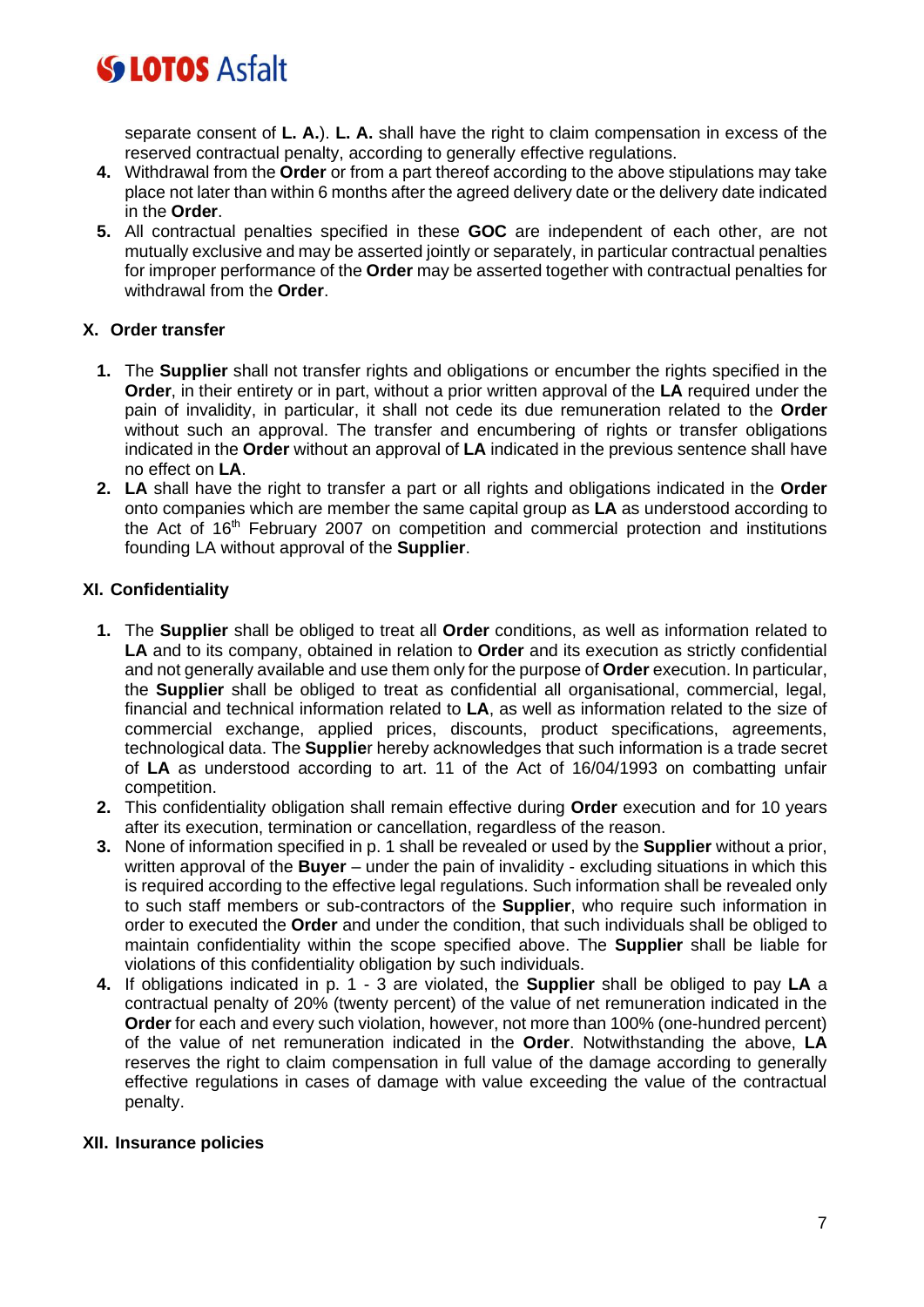separate consent of **L. A.**). **L. A.** shall have the right to claim compensation in excess of the reserved contractual penalty, according to generally effective regulations.

4. Withdrawal from the **Order** or from a part thereof according to the above stipulations may take place not later than within 6 months after the agreed delivery date or the delivery date indicated in the **Order**.
5. All contractual penalties specified in these **GOC** are independent of each other, are not mutually exclusive and may be asserted jointly or separately, in particular contractual penalties for improper performance of the **Order** may be asserted together with contractual penalties for withdrawal from the **Order**.

## X. Order transfer

1. The **Supplier** shall not transfer rights and obligations or encumber the rights specified in the **Order**, in their entirety or in part, without a prior written approval of the **LA** required under the pain of invalidity, in particular, it shall not cede its due remuneration related to the **Order** without such an approval. The transfer and encumbering of rights or transfer obligations indicated in the **Order** without an approval of **LA** indicated in the previous sentence shall have no effect on **LA**.
2. **LA** shall have the right to transfer a part or all rights and obligations indicated in the **Order** onto companies which are member the same capital group as **LA** as understood according to the Act of 16th February 2007 on competition and commercial protection and institutions founding LA without approval of the **Supplier**.

## XI. Confidentiality

1. The **Supplier** shall be obliged to treat all **Order** conditions, as well as information related to **LA** and to its company, obtained in relation to **Order** and its execution as strictly confidential and not generally available and use them only for the purpose of **Order** execution. In particular, the **Supplier** shall be obliged to treat as confidential all organisational, commercial, legal, financial and technical information related to **LA**, as well as information related to the size of commercial exchange, applied prices, discounts, product specifications, agreements, technological data. The **Supplier** hereby acknowledges that such information is a trade secret of **LA** as understood according to art. 11 of the Act of 16/04/1993 on combatting unfair competition.
2. This confidentiality obligation shall remain effective during **Order** execution and for 10 years after its execution, termination or cancellation, regardless of the reason.
3. None of information specified in p. 1 shall be revealed or used by the **Supplier** without a prior, written approval of the **Buyer** – under the pain of invalidity - excluding situations in which this is required according to the effective legal regulations. Such information shall be revealed only to such staff members or sub-contractors of the **Supplier**, who require such information in order to executed the **Order** and under the condition, that such individuals shall be obliged to maintain confidentiality within the scope specified above. The **Supplier** shall be liable for violations of this confidentiality obligation by such individuals.
4. If obligations indicated in p. 1 - 3 are violated, the **Supplier** shall be obliged to pay **LA** a contractual penalty of 20% (twenty percent) of the value of net remuneration indicated in the **Order** for each and every such violation, however, not more than 100% (one-hundred percent) of the value of net remuneration indicated in the **Order**. Notwithstanding the above, **LA** reserves the right to claim compensation in full value of the damage according to generally effective regulations in cases of damage with value exceeding the value of the contractual penalty.

## XII. Insurance policies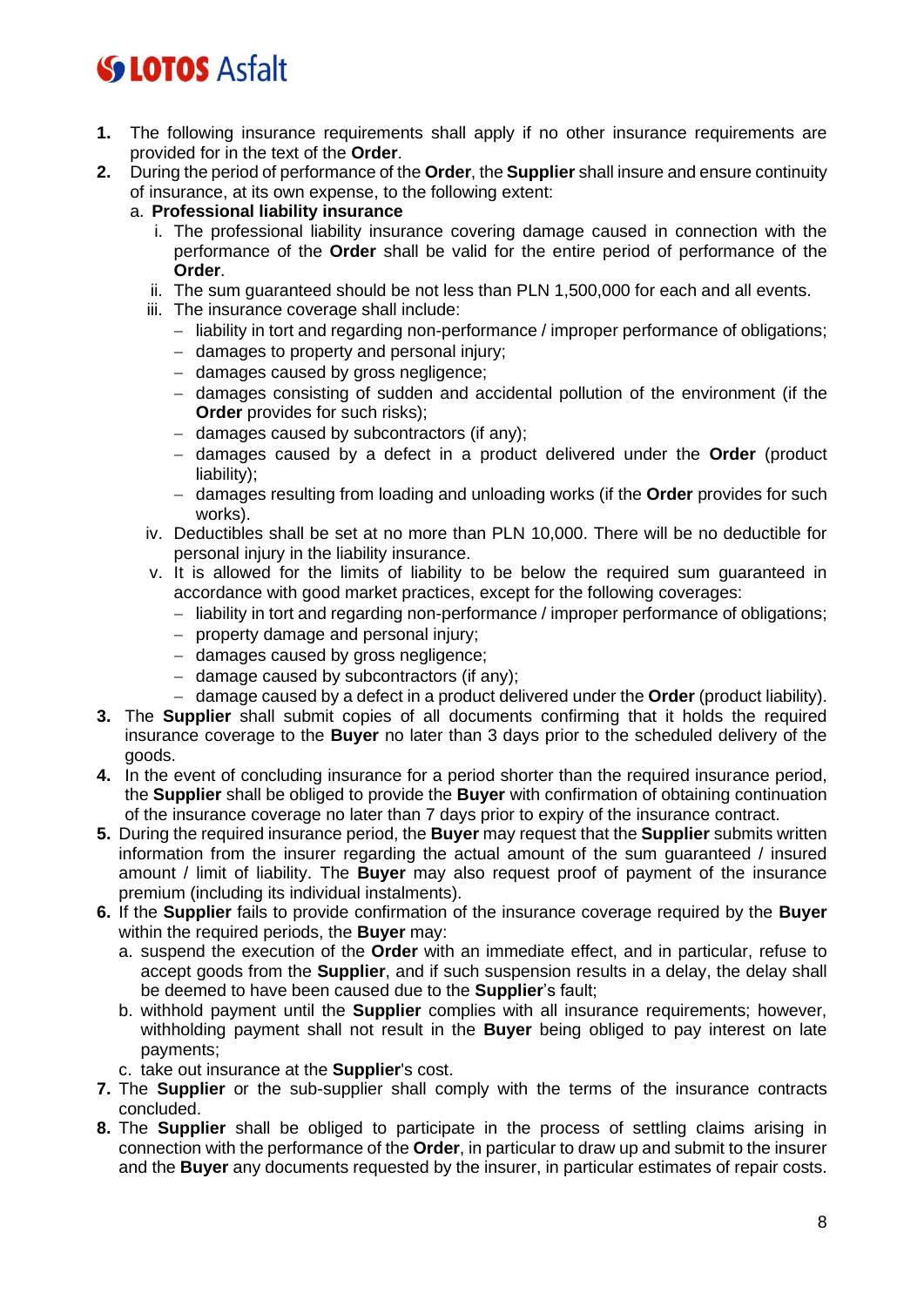1. The following insurance requirements shall apply if no other insurance requirements are provided for in the text of the **Order**.
2. During the period of performance of the **Order**, the **Supplier** shall insure and ensure continuity of insurance, at its own expense, to the following extent:
   a. **Professional liability insurance**
      i. The professional liability insurance covering damage caused in connection with the performance of the **Order** shall be valid for the entire period of performance of the **Order**.
      ii. The sum guaranteed should be not less than PLN 1,500,000 for each and all events.
      iii. The insurance coverage shall include:
         - liability in tort and regarding non-performance / improper performance of obligations;
         - damages to property and personal injury;
         - damages caused by gross negligence;
         - damages consisting of sudden and accidental pollution of the environment (if the **Order** provides for such risks);
         - damages caused by subcontractors (if any);
         - damages caused by a defect in a product delivered under the **Order** (product liability);
         - damages resulting from loading and unloading works (if the **Order** provides for such works).
      iv. Deductibles shall be set at no more than PLN 10,000. There will be no deductible for personal injury in the liability insurance.
      v. It is allowed for the limits of liability to be below the required sum guaranteed in accordance with good market practices, except for the following coverages:
         - liability in tort and regarding non-performance / improper performance of obligations;
         - property damage and personal injury;
         - damages caused by gross negligence;
         - damage caused by subcontractors (if any);
         - damage caused by a defect in a product delivered under the **Order** (product liability).
3. The **Supplier** shall submit copies of all documents confirming that it holds the required insurance coverage to the **Buyer** no later than 3 days prior to the scheduled delivery of the goods.
4. In the event of concluding insurance for a period shorter than the required insurance period, the **Supplier** shall be obliged to provide the **Buyer** with confirmation of obtaining continuation of the insurance coverage no later than 7 days prior to expiry of the insurance contract.
5. During the required insurance period, the **Buyer** may request that the **Supplier** submits written information from the insurer regarding the actual amount of the sum guaranteed / insured amount / limit of liability. The **Buyer** may also request proof of payment of the insurance premium (including its individual instalments).
6. If the **Supplier** fails to provide confirmation of the insurance coverage required by the **Buyer** within the required periods, the **Buyer** may:
   a. suspend the execution of the **Order** with an immediate effect, and in particular, refuse to accept goods from the **Supplier**, and if such suspension results in a delay, the delay shall be deemed to have been caused due to the **Supplier**'s fault;
   b. withhold payment until the **Supplier** complies with all insurance requirements; however, withholding payment shall not result in the **Buyer** being obliged to pay interest on late payments;
   c. take out insurance at the **Supplier**'s cost.
7. The **Supplier** or the sub-supplier shall comply with the terms of the insurance contracts concluded.
8. The **Supplier** shall be obliged to participate in the process of settling claims arising in connection with the performance of the **Order**, in particular to draw up and submit to the insurer and the **Buyer** any documents requested by the insurer, in particular estimates of repair costs.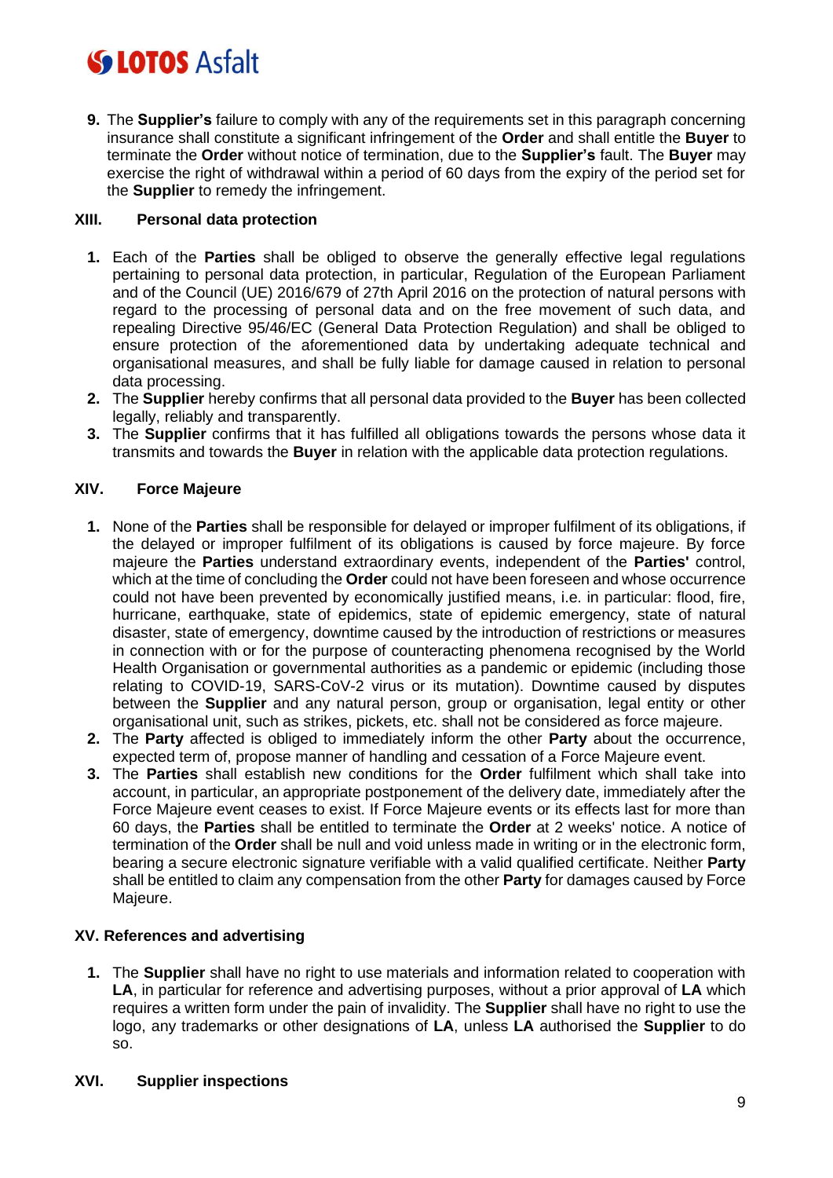9. The **Supplier's** failure to comply with any of the requirements set in this paragraph concerning insurance shall constitute a significant infringement of the **Order** and shall entitle the **Buyer** to terminate the **Order** without notice of termination, due to the **Supplier's** fault. The **Buyer** may exercise the right of withdrawal within a period of 60 days from the expiry of the period set for the **Supplier** to remedy the infringement.

## XIII. Personal data protection

1. Each of the **Parties** shall be obliged to observe the generally effective legal regulations pertaining to personal data protection, in particular, Regulation of the European Parliament and of the Council (UE) 2016/679 of 27th April 2016 on the protection of natural persons with regard to the processing of personal data and on the free movement of such data, and repealing Directive 95/46/EC (General Data Protection Regulation) and shall be obliged to ensure protection of the aforementioned data by undertaking adequate technical and organisational measures, and shall be fully liable for damage caused in relation to personal data processing.
2. The **Supplier** hereby confirms that all personal data provided to the **Buyer** has been collected legally, reliably and transparently.
3. The **Supplier** confirms that it has fulfilled all obligations towards the persons whose data it transmits and towards the **Buyer** in relation with the applicable data protection regulations.

## XIV. Force Majeure

1. None of the **Parties** shall be responsible for delayed or improper fulfilment of its obligations, if the delayed or improper fulfilment of its obligations is caused by force majeure. By force majeure the **Parties** understand extraordinary events, independent of the **Parties'** control, which at the time of concluding the **Order** could not have been foreseen and whose occurrence could not have been prevented by economically justified means, i.e. in particular: flood, fire, hurricane, earthquake, state of epidemics, state of epidemic emergency, state of natural disaster, state of emergency, downtime caused by the introduction of restrictions or measures in connection with or for the purpose of counteracting phenomena recognised by the World Health Organisation or governmental authorities as a pandemic or epidemic (including those relating to COVID-19, SARS-CoV-2 virus or its mutation). Downtime caused by disputes between the **Supplier** and any natural person, group or organisation, legal entity or other organisational unit, such as strikes, pickets, etc. shall not be considered as force majeure.
2. The **Party** affected is obliged to immediately inform the other **Party** about the occurrence, expected term of, propose manner of handling and cessation of a Force Majeure event.
3. The **Parties** shall establish new conditions for the **Order** fulfilment which shall take into account, in particular, an appropriate postponement of the delivery date, immediately after the Force Majeure event ceases to exist. If Force Majeure events or its effects last for more than 60 days, the **Parties** shall be entitled to terminate the **Order** at 2 weeks' notice. A notice of termination of the **Order** shall be null and void unless made in writing or in the electronic form, bearing a secure electronic signature verifiable with a valid qualified certificate. Neither **Party** shall be entitled to claim any compensation from the other **Party** for damages caused by Force Majeure.

## XV. References and advertising

1. The **Supplier** shall have no right to use materials and information related to cooperation with **LA**, in particular for reference and advertising purposes, without a prior approval of **LA** which requires a written form under the pain of invalidity. The **Supplier** shall have no right to use the logo, any trademarks or other designations of **LA**, unless **LA** authorised the **Supplier** to do so.

## XVI. Supplier inspections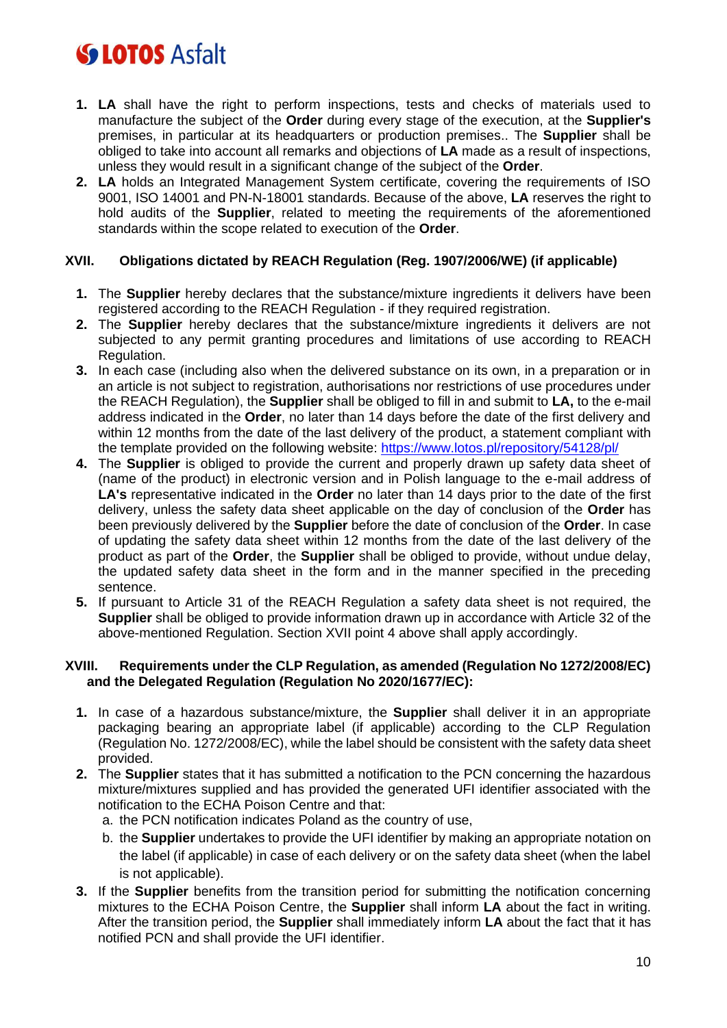1. **LA** shall have the right to perform inspections, tests and checks of materials used to manufacture the subject of the **Order** during every stage of the execution, at the **Supplier's** premises, in particular at its headquarters or production premises.. The **Supplier** shall be obliged to take into account all remarks and objections of **LA** made as a result of inspections, unless they would result in a significant change of the subject of the **Order**.
2. **LA** holds an Integrated Management System certificate, covering the requirements of ISO 9001, ISO 14001 and PN-N-18001 standards. Because of the above, **LA** reserves the right to hold audits of the **Supplier**, related to meeting the requirements of the aforementioned standards within the scope related to execution of the **Order**.

## XVII. Obligations dictated by REACH Regulation (Reg. 1907/2006/WE) (if applicable)

1. The **Supplier** hereby declares that the substance/mixture ingredients it delivers have been registered according to the REACH Regulation - if they required registration.
2. The **Supplier** hereby declares that the substance/mixture ingredients it delivers are not subjected to any permit granting procedures and limitations of use according to REACH Regulation.
3. In each case (including also when the delivered substance on its own, in a preparation or in an article is not subject to registration, authorisations nor restrictions of use procedures under the REACH Regulation), the **Supplier** shall be obliged to fill in and submit to **LA,** to the e-mail address indicated in the **Order**, no later than 14 days before the date of the first delivery and within 12 months from the date of the last delivery of the product, a statement compliant with the template provided on the following website: [https://www.lotos.pl/repository/54128/pl/](https://www.lotos.pl/repository/54128/pl/)
4. The **Supplier** is obliged to provide the current and properly drawn up safety data sheet of (name of the product) in electronic version and in Polish language to the e-mail address of **LA's** representative indicated in the **Order** no later than 14 days prior to the date of the first delivery, unless the safety data sheet applicable on the day of conclusion of the **Order** has been previously delivered by the **Supplier** before the date of conclusion of the **Order**. In case of updating the safety data sheet within 12 months from the date of the last delivery of the product as part of the **Order**, the **Supplier** shall be obliged to provide, without undue delay, the updated safety data sheet in the form and in the manner specified in the preceding sentence.
5. If pursuant to Article 31 of the REACH Regulation a safety data sheet is not required, the **Supplier** shall be obliged to provide information drawn up in accordance with Article 32 of the above-mentioned Regulation. Section XVII point 4 above shall apply accordingly.

## XVIII. Requirements under the CLP Regulation, as amended (Regulation No 1272/2008/EC) and the Delegated Regulation (Regulation No 2020/1677/EC):

1. In case of a hazardous substance/mixture, the **Supplier** shall deliver it in an appropriate packaging bearing an appropriate label (if applicable) according to the CLP Regulation (Regulation No. 1272/2008/EC), while the label should be consistent with the safety data sheet provided.
2. The **Supplier** states that it has submitted a notification to the PCN concerning the hazardous mixture/mixtures supplied and has provided the generated UFI identifier associated with the notification to the ECHA Poison Centre and that:
   a. the PCN notification indicates Poland as the country of use,
   b. the **Supplier** undertakes to provide the UFI identifier by making an appropriate notation on the label (if applicable) in case of each delivery or on the safety data sheet (when the label is not applicable).
3. If the **Supplier** benefits from the transition period for submitting the notification concerning mixtures to the ECHA Poison Centre, the **Supplier** shall inform **LA** about the fact in writing. After the transition period, the **Supplier** shall immediately inform **LA** about the fact that it has notified PCN and shall provide the UFI identifier.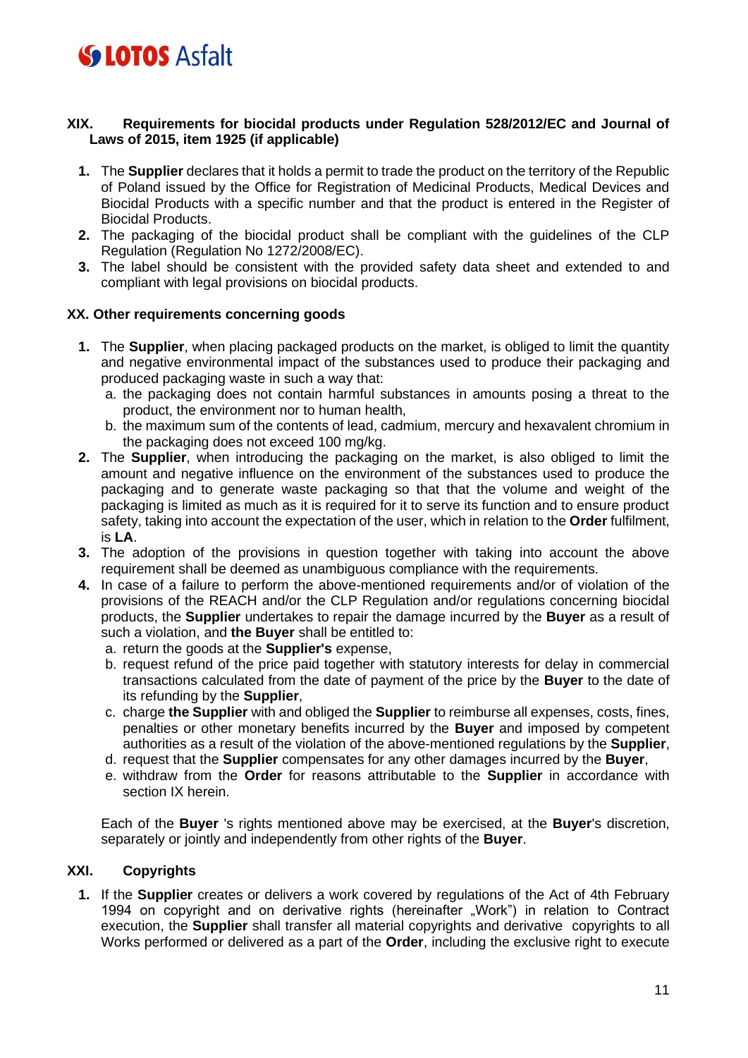## XIX. Requirements for biocidal products under Regulation 528/2012/EC and Journal of Laws of 2015, item 1925 (if applicable)

1. The **Supplier** declares that it holds a permit to trade the product on the territory of the Republic of Poland issued by the Office for Registration of Medicinal Products, Medical Devices and Biocidal Products with a specific number and that the product is entered in the Register of Biocidal Products.
2. The packaging of the biocidal product shall be compliant with the guidelines of the CLP Regulation (Regulation No 1272/2008/EC).
3. The label should be consistent with the provided safety data sheet and extended to and compliant with legal provisions on biocidal products.

## XX. Other requirements concerning goods

1. The **Supplier**, when placing packaged products on the market, is obliged to limit the quantity and negative environmental impact of the substances used to produce their packaging and produced packaging waste in such a way that:
   a. the packaging does not contain harmful substances in amounts posing a threat to the product, the environment nor to human health,
   b. the maximum sum of the contents of lead, cadmium, mercury and hexavalent chromium in the packaging does not exceed 100 mg/kg.
2. The **Supplier**, when introducing the packaging on the market, is also obliged to limit the amount and negative influence on the environment of the substances used to produce the packaging and to generate waste packaging so that that the volume and weight of the packaging is limited as much as it is required for it to serve its function and to ensure product safety, taking into account the expectation of the user, which in relation to the **Order** fulfilment, is **LA**.
3. The adoption of the provisions in question together with taking into account the above requirement shall be deemed as unambiguous compliance with the requirements.
4. In case of a failure to perform the above-mentioned requirements and/or of violation of the provisions of the REACH and/or the CLP Regulation and/or regulations concerning biocidal products, the **Supplier** undertakes to repair the damage incurred by the **Buyer** as a result of such a violation, and **the Buyer** shall be entitled to:
   a. return the goods at the **Supplier's** expense,
   b. request refund of the price paid together with statutory interests for delay in commercial transactions calculated from the date of payment of the price by the **Buyer** to the date of its refunding by the **Supplier**,
   c. charge **the Supplier** with and obliged the **Supplier** to reimburse all expenses, costs, fines, penalties or other monetary benefits incurred by the **Buyer** and imposed by competent authorities as a result of the violation of the above-mentioned regulations by the **Supplier**,
   d. request that the **Supplier** compensates for any other damages incurred by the **Buyer**,
   e. withdraw from the **Order** for reasons attributable to the **Supplier** in accordance with section IX herein.

   Each of the **Buyer** 's rights mentioned above may be exercised, at the **Buyer**'s discretion, separately or jointly and independently from other rights of the **Buyer**.

## XXI. Copyrights

1. If the **Supplier** creates or delivers a work covered by regulations of the Act of 4th February 1994 on copyright and on derivative rights (hereinafter „Work") in relation to Contract execution, the **Supplier** shall transfer all material copyrights and derivative copyrights to all Works performed or delivered as a part of the **Order**, including the exclusive right to execute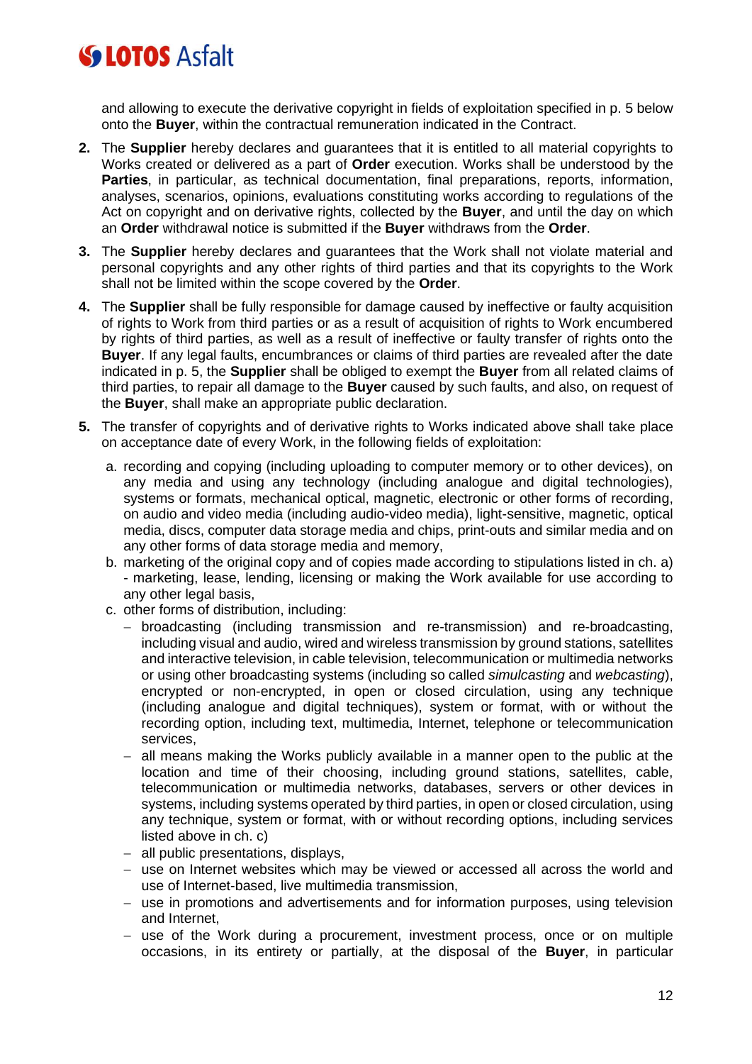and allowing to execute the derivative copyright in fields of exploitation specified in p. 5 below onto the **Buyer**, within the contractual remuneration indicated in the Contract.

2. The **Supplier** hereby declares and guarantees that it is entitled to all material copyrights to Works created or delivered as a part of **Order** execution. Works shall be understood by the **Parties**, in particular, as technical documentation, final preparations, reports, information, analyses, scenarios, opinions, evaluations constituting works according to regulations of the Act on copyright and on derivative rights, collected by the **Buyer**, and until the day on which an **Order** withdrawal notice is submitted if the **Buyer** withdraws from the **Order**.
3. The **Supplier** hereby declares and guarantees that the Work shall not violate material and personal copyrights and any other rights of third parties and that its copyrights to the Work shall not be limited within the scope covered by the **Order**.
4. The **Supplier** shall be fully responsible for damage caused by ineffective or faulty acquisition of rights to Work from third parties or as a result of acquisition of rights to Work encumbered by rights of third parties, as well as a result of ineffective or faulty transfer of rights onto the **Buyer**. If any legal faults, encumbrances or claims of third parties are revealed after the date indicated in p. 5, the **Supplier** shall be obliged to exempt the **Buyer** from all related claims of third parties, to repair all damage to the **Buyer** caused by such faults, and also, on request of the **Buyer**, shall make an appropriate public declaration.
5. The transfer of copyrights and of derivative rights to Works indicated above shall take place on acceptance date of every Work, in the following fields of exploitation:
   a. recording and copying (including uploading to computer memory or to other devices), on any media and using any technology (including analogue and digital technologies), systems or formats, mechanical optical, magnetic, electronic or other forms of recording, on audio and video media (including audio-video media), light-sensitive, magnetic, optical media, discs, computer data storage media and chips, print-outs and similar media and on any other forms of data storage media and memory,
   b. marketing of the original copy and of copies made according to stipulations listed in ch. a) - marketing, lease, lending, licensing or making the Work available for use according to any other legal basis,
   c. other forms of distribution, including:
      - broadcasting (including transmission and re-transmission) and re-broadcasting, including visual and audio, wired and wireless transmission by ground stations, satellites and interactive television, in cable television, telecommunication or multimedia networks or using other broadcasting systems (including so called *simulcasting* and *webcasting*), encrypted or non-encrypted, in open or closed circulation, using any technique (including analogue and digital techniques), system or format, with or without the recording option, including text, multimedia, Internet, telephone or telecommunication services,
      - all means making the Works publicly available in a manner open to the public at the location and time of their choosing, including ground stations, satellites, cable, telecommunication or multimedia networks, databases, servers or other devices in systems, including systems operated by third parties, in open or closed circulation, using any technique, system or format, with or without recording options, including services listed above in ch. c)
      - all public presentations, displays,
      - use on Internet websites which may be viewed or accessed all across the world and use of Internet-based, live multimedia transmission,
      - use in promotions and advertisements and for information purposes, using television and Internet,
      - use of the Work during a procurement, investment process, once or on multiple occasions, in its entirety or partially, at the disposal of the **Buyer**, in particular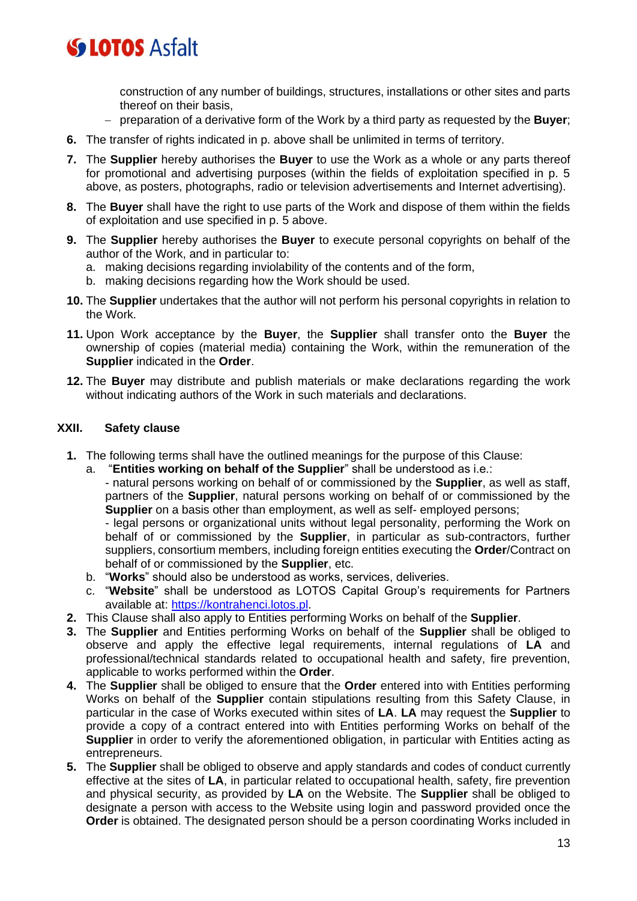construction of any number of buildings, structures, installations or other sites and parts thereof on their basis,
- preparation of a derivative form of the Work by a third party as requested by the **Buyer**;

6. The transfer of rights indicated in p. above shall be unlimited in terms of territory.
7. The **Supplier** hereby authorises the **Buyer** to use the Work as a whole or any parts thereof for promotional and advertising purposes (within the fields of exploitation specified in p. 5 above, as posters, photographs, radio or television advertisements and Internet advertising).
8. The **Buyer** shall have the right to use parts of the Work and dispose of them within the fields of exploitation and use specified in p. 5 above.
9. The **Supplier** hereby authorises the **Buyer** to execute personal copyrights on behalf of the author of the Work, and in particular to:
   a. making decisions regarding inviolability of the contents and of the form,
   b. making decisions regarding how the Work should be used.
10. The **Supplier** undertakes that the author will not perform his personal copyrights in relation to the Work.
11. Upon Work acceptance by the **Buyer**, the **Supplier** shall transfer onto the **Buyer** the ownership of copies (material media) containing the Work, within the remuneration of the **Supplier** indicated in the **Order**.
12. The **Buyer** may distribute and publish materials or make declarations regarding the work without indicating authors of the Work in such materials and declarations.

## XXII. Safety clause

1. The following terms shall have the outlined meanings for the purpose of this Clause:
   a. "**Entities working on behalf of the Supplier**" shall be understood as i.e.:
      - natural persons working on behalf of or commissioned by the **Supplier**, as well as staff, partners of the **Supplier**, natural persons working on behalf of or commissioned by the **Supplier** on a basis other than employment, as well as self- employed persons;
      - legal persons or organizational units without legal personality, performing the Work on behalf of or commissioned by the **Supplier**, in particular as sub-contractors, further suppliers, consortium members, including foreign entities executing the **Order**/Contract on behalf of or commissioned by the **Supplier**, etc.
   b. "**Works**" should also be understood as works, services, deliveries.
   c. "**Website**" shall be understood as LOTOS Capital Group's requirements for Partners available at: [https://kontrahenci.lotos.pl](https://kontrahenci.lotos.pl).
2. This Clause shall also apply to Entities performing Works on behalf of the **Supplier**.
3. The **Supplier** and Entities performing Works on behalf of the **Supplier** shall be obliged to observe and apply the effective legal requirements, internal regulations of **LA** and professional/technical standards related to occupational health and safety, fire prevention, applicable to works performed within the **Order**.
4. The **Supplier** shall be obliged to ensure that the **Order** entered into with Entities performing Works on behalf of the **Supplier** contain stipulations resulting from this Safety Clause, in particular in the case of Works executed within sites of **LA**. **LA** may request the **Supplier** to provide a copy of a contract entered into with Entities performing Works on behalf of the **Supplier** in order to verify the aforementioned obligation, in particular with Entities acting as entrepreneurs.
5. The **Supplier** shall be obliged to observe and apply standards and codes of conduct currently effective at the sites of **LA**, in particular related to occupational health, safety, fire prevention and physical security, as provided by **LA** on the Website. The **Supplier** shall be obliged to designate a person with access to the Website using login and password provided once the **Order** is obtained. The designated person should be a person coordinating Works included in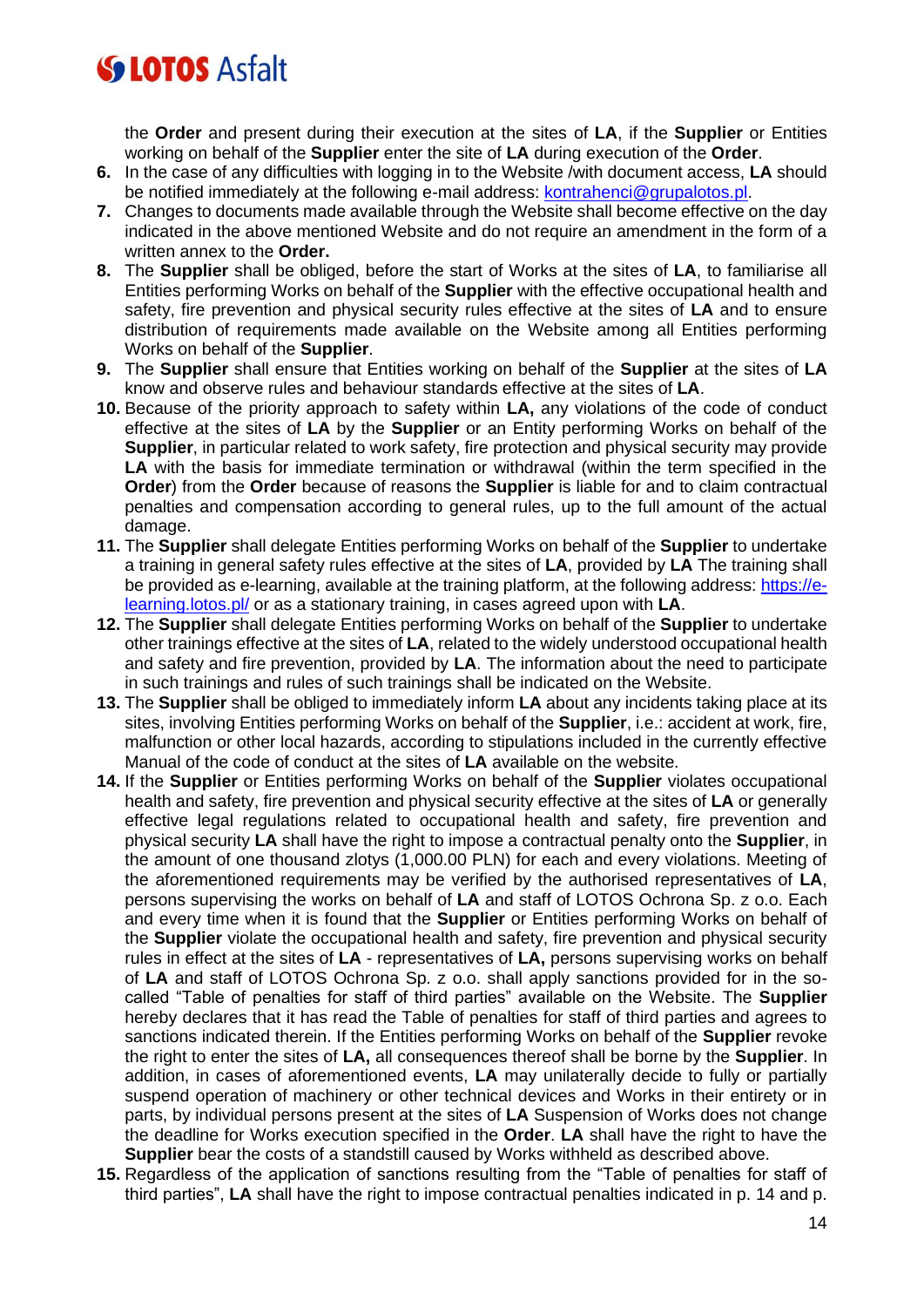the **Order** and present during their execution at the sites of **LA**, if the **Supplier** or Entities working on behalf of the **Supplier** enter the site of **LA** during execution of the **Order**.

6. In the case of any difficulties with logging in to the Website /with document access, **LA** should be notified immediately at the following e-mail address: kontrahenci@grupalotos.pl.
7. Changes to documents made available through the Website shall become effective on the day indicated in the above mentioned Website and do not require an amendment in the form of a written annex to the **Order.**
8. The **Supplier** shall be obliged, before the start of Works at the sites of **LA**, to familiarise all Entities performing Works on behalf of the **Supplier** with the effective occupational health and safety, fire prevention and physical security rules effective at the sites of **LA** and to ensure distribution of requirements made available on the Website among all Entities performing Works on behalf of the **Supplier**.
9. The **Supplier** shall ensure that Entities working on behalf of the **Supplier** at the sites of **LA** know and observe rules and behaviour standards effective at the sites of **LA**.
10. Because of the priority approach to safety within **LA,** any violations of the code of conduct effective at the sites of **LA** by the **Supplier** or an Entity performing Works on behalf of the **Supplier**, in particular related to work safety, fire protection and physical security may provide **LA** with the basis for immediate termination or withdrawal (within the term specified in the **Order**) from the **Order** because of reasons the **Supplier** is liable for and to claim contractual penalties and compensation according to general rules, up to the full amount of the actual damage.
11. The **Supplier** shall delegate Entities performing Works on behalf of the **Supplier** to undertake a training in general safety rules effective at the sites of **LA**, provided by **LA** The training shall be provided as e-learning, available at the training platform, at the following address: https://e-learning.lotos.pl/ or as a stationary training, in cases agreed upon with **LA**.
12. The **Supplier** shall delegate Entities performing Works on behalf of the **Supplier** to undertake other trainings effective at the sites of **LA**, related to the widely understood occupational health and safety and fire prevention, provided by **LA**. The information about the need to participate in such trainings and rules of such trainings shall be indicated on the Website.
13. The **Supplier** shall be obliged to immediately inform **LA** about any incidents taking place at its sites, involving Entities performing Works on behalf of the **Supplier**, i.e.: accident at work, fire, malfunction or other local hazards, according to stipulations included in the currently effective Manual of the code of conduct at the sites of **LA** available on the website.
14. If the **Supplier** or Entities performing Works on behalf of the **Supplier** violates occupational health and safety, fire prevention and physical security effective at the sites of **LA** or generally effective legal regulations related to occupational health and safety, fire prevention and physical security **LA** shall have the right to impose a contractual penalty onto the **Supplier**, in the amount of one thousand zlotys (1,000.00 PLN) for each and every violations. Meeting of the aforementioned requirements may be verified by the authorised representatives of **LA**, persons supervising the works on behalf of **LA** and staff of LOTOS Ochrona Sp. z o.o. Each and every time when it is found that the **Supplier** or Entities performing Works on behalf of the **Supplier** violate the occupational health and safety, fire prevention and physical security rules in effect at the sites of **LA** - representatives of **LA,** persons supervising works on behalf of **LA** and staff of LOTOS Ochrona Sp. z o.o. shall apply sanctions provided for in the so-called "Table of penalties for staff of third parties" available on the Website. The **Supplier** hereby declares that it has read the Table of penalties for staff of third parties and agrees to sanctions indicated therein. If the Entities performing Works on behalf of the **Supplier** revoke the right to enter the sites of **LA,** all consequences thereof shall be borne by the **Supplier**. In addition, in cases of aforementioned events, **LA** may unilaterally decide to fully or partially suspend operation of machinery or other technical devices and Works in their entirety or in parts, by individual persons present at the sites of **LA** Suspension of Works does not change the deadline for Works execution specified in the **Order**. **LA** shall have the right to have the **Supplier** bear the costs of a standstill caused by Works withheld as described above.
15. Regardless of the application of sanctions resulting from the "Table of penalties for staff of third parties", **LA** shall have the right to impose contractual penalties indicated in p. 14 and p.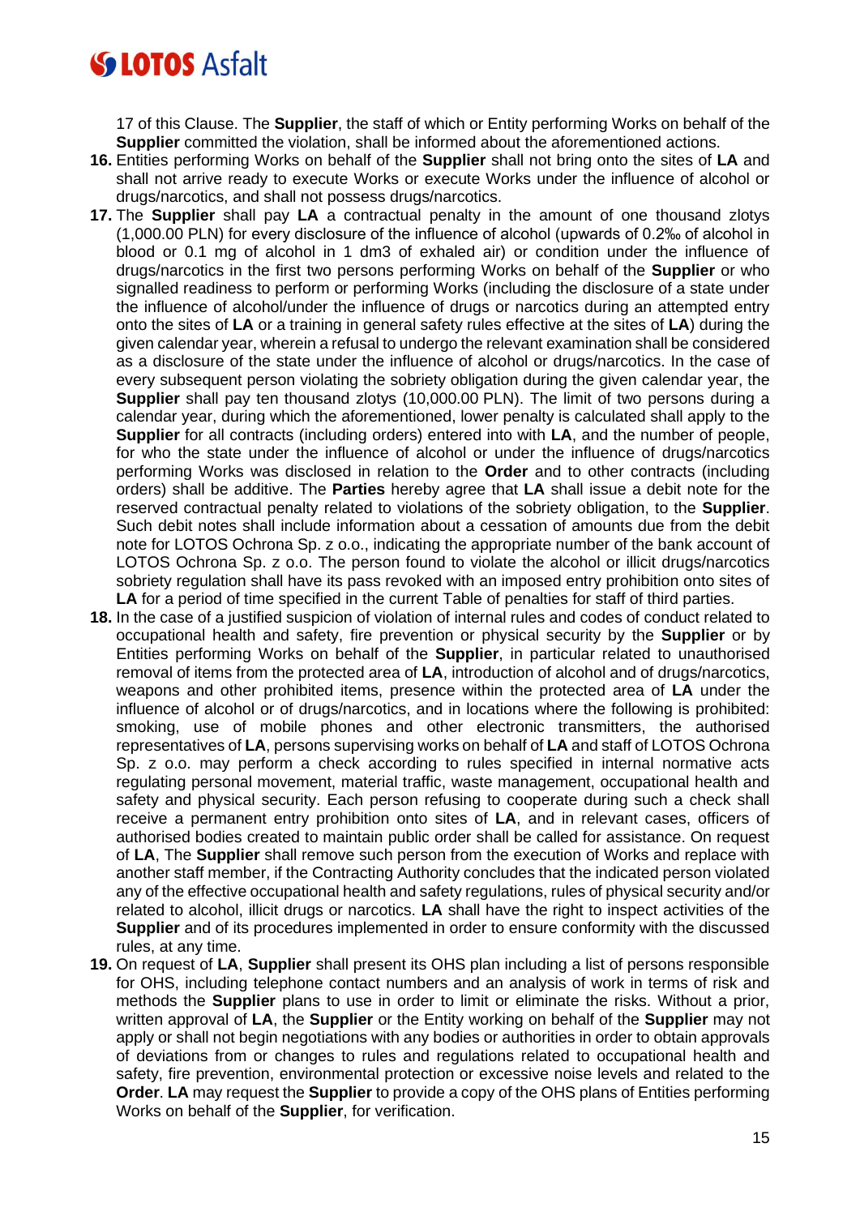17 of this Clause. The **Supplier**, the staff of which or Entity performing Works on behalf of the **Supplier** committed the violation, shall be informed about the aforementioned actions.

**16.** Entities performing Works on behalf of the **Supplier** shall not bring onto the sites of **LA** and shall not arrive ready to execute Works or execute Works under the influence of alcohol or drugs/narcotics, and shall not possess drugs/narcotics.

**17.** The **Supplier** shall pay **LA** a contractual penalty in the amount of one thousand zlotys (1,000.00 PLN) for every disclosure of the influence of alcohol (upwards of 0.2‰ of alcohol in blood or 0.1 mg of alcohol in 1 dm3 of exhaled air) or condition under the influence of drugs/narcotics in the first two persons performing Works on behalf of the **Supplier** or who signalled readiness to perform or performing Works (including the disclosure of a state under the influence of alcohol/under the influence of drugs or narcotics during an attempted entry onto the sites of **LA** or a training in general safety rules effective at the sites of **LA**) during the given calendar year, wherein a refusal to undergo the relevant examination shall be considered as a disclosure of the state under the influence of alcohol or drugs/narcotics. In the case of every subsequent person violating the sobriety obligation during the given calendar year, the **Supplier** shall pay ten thousand zlotys (10,000.00 PLN). The limit of two persons during a calendar year, during which the aforementioned, lower penalty is calculated shall apply to the **Supplier** for all contracts (including orders) entered into with **LA**, and the number of people, for who the state under the influence of alcohol or under the influence of drugs/narcotics performing Works was disclosed in relation to the **Order** and to other contracts (including orders) shall be additive. The **Parties** hereby agree that **LA** shall issue a debit note for the reserved contractual penalty related to violations of the sobriety obligation, to the **Supplier**. Such debit notes shall include information about a cessation of amounts due from the debit note for LOTOS Ochrona Sp. z o.o., indicating the appropriate number of the bank account of LOTOS Ochrona Sp. z o.o. The person found to violate the alcohol or illicit drugs/narcotics sobriety regulation shall have its pass revoked with an imposed entry prohibition onto sites of **LA** for a period of time specified in the current Table of penalties for staff of third parties.

**18.** In the case of a justified suspicion of violation of internal rules and codes of conduct related to occupational health and safety, fire prevention or physical security by the **Supplier** or by Entities performing Works on behalf of the **Supplier**, in particular related to unauthorised removal of items from the protected area of **LA**, introduction of alcohol and of drugs/narcotics, weapons and other prohibited items, presence within the protected area of **LA** under the influence of alcohol or of drugs/narcotics, and in locations where the following is prohibited: smoking, use of mobile phones and other electronic transmitters, the authorised representatives of **LA**, persons supervising works on behalf of **LA** and staff of LOTOS Ochrona Sp. z o.o. may perform a check according to rules specified in internal normative acts regulating personal movement, material traffic, waste management, occupational health and safety and physical security. Each person refusing to cooperate during such a check shall receive a permanent entry prohibition onto sites of **LA**, and in relevant cases, officers of authorised bodies created to maintain public order shall be called for assistance. On request of **LA**, The **Supplier** shall remove such person from the execution of Works and replace with another staff member, if the Contracting Authority concludes that the indicated person violated any of the effective occupational health and safety regulations, rules of physical security and/or related to alcohol, illicit drugs or narcotics. **LA** shall have the right to inspect activities of the **Supplier** and of its procedures implemented in order to ensure conformity with the discussed rules, at any time.

**19.** On request of **LA**, **Supplier** shall present its OHS plan including a list of persons responsible for OHS, including telephone contact numbers and an analysis of work in terms of risk and methods the **Supplier** plans to use in order to limit or eliminate the risks. Without a prior, written approval of **LA**, the **Supplier** or the Entity working on behalf of the **Supplier** may not apply or shall not begin negotiations with any bodies or authorities in order to obtain approvals of deviations from or changes to rules and regulations related to occupational health and safety, fire prevention, environmental protection or excessive noise levels and related to the **Order**. **LA** may request the **Supplier** to provide a copy of the OHS plans of Entities performing Works on behalf of the **Supplier**, for verification.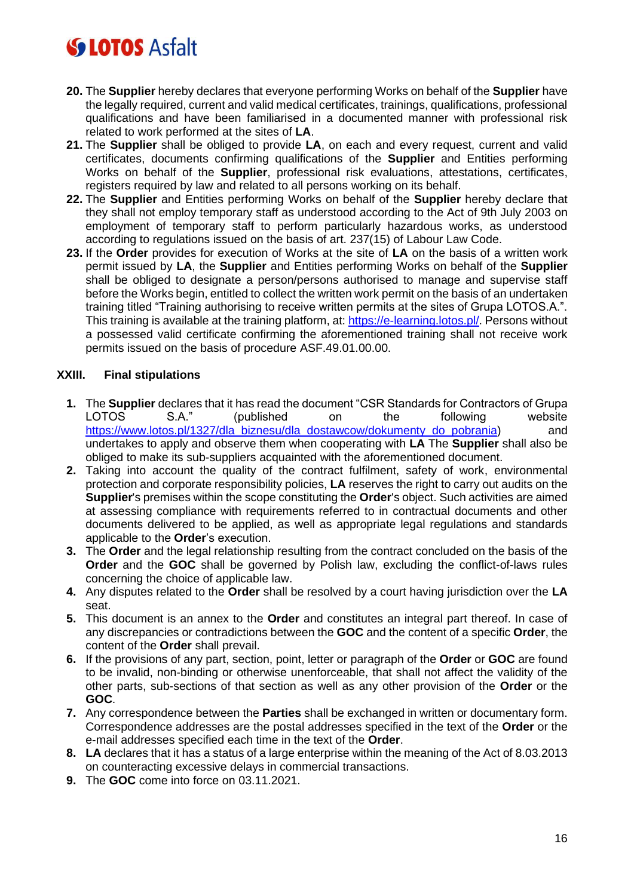20. The **Supplier** hereby declares that everyone performing Works on behalf of the **Supplier** have the legally required, current and valid medical certificates, trainings, qualifications, professional qualifications and have been familiarised in a documented manner with professional risk related to work performed at the sites of **LA**.
21. The **Supplier** shall be obliged to provide **LA**, on each and every request, current and valid certificates, documents confirming qualifications of the **Supplier** and Entities performing Works on behalf of the **Supplier**, professional risk evaluations, attestations, certificates, registers required by law and related to all persons working on its behalf.
22. The **Supplier** and Entities performing Works on behalf of the **Supplier** hereby declare that they shall not employ temporary staff as understood according to the Act of 9th July 2003 on employment of temporary staff to perform particularly hazardous works, as understood according to regulations issued on the basis of art. 237(15) of Labour Law Code.
23. If the **Order** provides for execution of Works at the site of **LA** on the basis of a written work permit issued by **LA**, the **Supplier** and Entities performing Works on behalf of the **Supplier** shall be obliged to designate a person/persons authorised to manage and supervise staff before the Works begin, entitled to collect the written work permit on the basis of an undertaken training titled "Training authorising to receive written permits at the sites of Grupa LOTOS.A.". This training is available at the training platform, at: https://e-learning.lotos.pl/. Persons without a possessed valid certificate confirming the aforementioned training shall not receive work permits issued on the basis of procedure ASF.49.01.00.00.

## XXIII. Final stipulations

1. The **Supplier** declares that it has read the document "CSR Standards for Contractors of Grupa LOTOS S.A." (published on the following website https://www.lotos.pl/1327/dla_biznesu/dla_dostawcow/dokumenty_do_pobrania) and undertakes to apply and observe them when cooperating with **LA** The **Supplier** shall also be obliged to make its sub-suppliers acquainted with the aforementioned document.
2. Taking into account the quality of the contract fulfilment, safety of work, environmental protection and corporate responsibility policies, **LA** reserves the right to carry out audits on the **Supplier**'s premises within the scope constituting the **Order**'s object. Such activities are aimed at assessing compliance with requirements referred to in contractual documents and other documents delivered to be applied, as well as appropriate legal regulations and standards applicable to the **Order**'s execution.
3. The **Order** and the legal relationship resulting from the contract concluded on the basis of the **Order** and the **GOC** shall be governed by Polish law, excluding the conflict-of-laws rules concerning the choice of applicable law.
4. Any disputes related to the **Order** shall be resolved by a court having jurisdiction over the **LA** seat.
5. This document is an annex to the **Order** and constitutes an integral part thereof. In case of any discrepancies or contradictions between the **GOC** and the content of a specific **Order**, the content of the **Order** shall prevail.
6. If the provisions of any part, section, point, letter or paragraph of the **Order** or **GOC** are found to be invalid, non-binding or otherwise unenforceable, that shall not affect the validity of the other parts, sub-sections of that section as well as any other provision of the **Order** or the **GOC**.
7. Any correspondence between the **Parties** shall be exchanged in written or documentary form. Correspondence addresses are the postal addresses specified in the text of the **Order** or the e-mail addresses specified each time in the text of the **Order**.
8. **LA** declares that it has a status of a large enterprise within the meaning of the Act of 8.03.2013 on counteracting excessive delays in commercial transactions.
9. The **GOC** come into force on 03.11.2021.